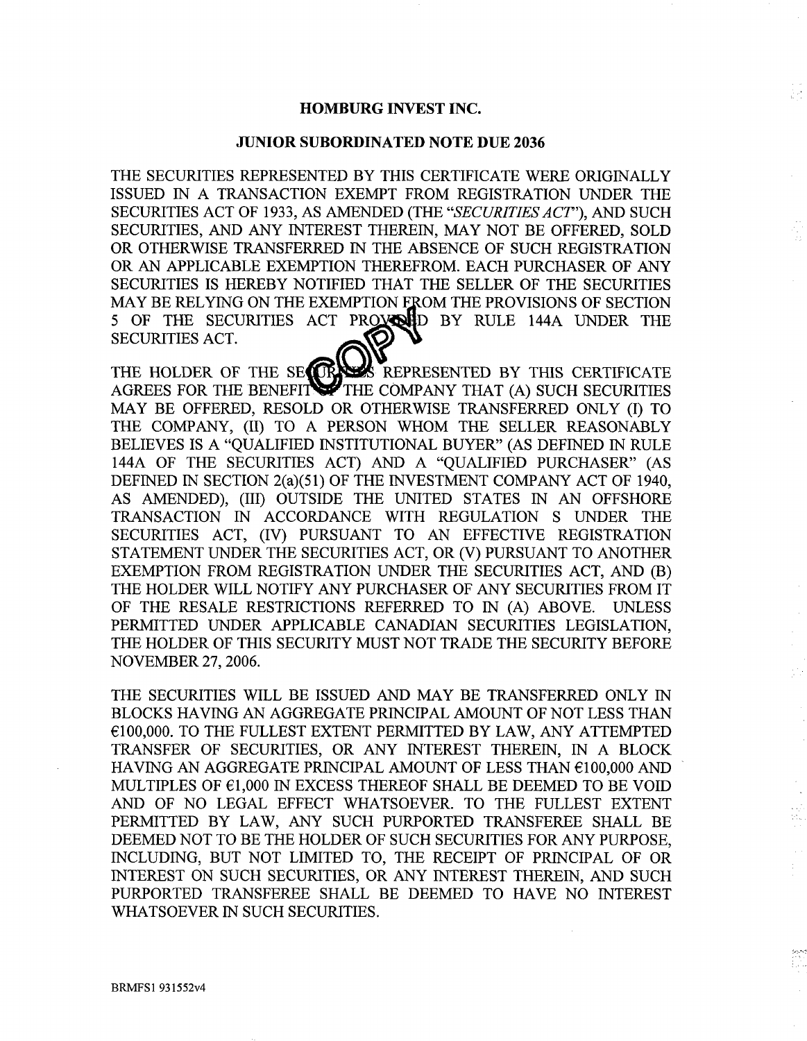**HOMBURG INVEST INC.**

**JUNIOR SUBORDINATED NOTE DUE 2036**

THE SECURITIES REPRESENTED BY THIS CERTIFICATE WERE ORIGINALLY ISSUED IN A TRANSACTION EXEMPT FROM REGISTRATION UNDER THE SECURITIES ACT OF 1933, AS AMENDED (THE "*SECURITIES ACT*"), AND SUCH SECURITIES, AND ANY INTEREST THEREIN, MAY NOT BE OFFERED, SOLD OR OTHERWISE TRANSFERRED IN THE ABSENCE OF SUCH REGISTRATION OR AN APPLICABLE EXEMPTION THEREFROM. EACH PURCHASER OF ANY SECURITIES IS HEREBY NOTIFIED THAT THE SELLER OF THE SECURITIES MAY BE RELYING ON THE EXEMPTION FROM THE PROVISIONS OF SECTION 5 OF THE SECURITIES ACT PROVIDED BY RULE 144A UNDER THE SECURITIES ACT.

THE HOLDER OF THE SECURITIES REPRESENTED BY THIS CERTIFICATE AGREES FOR THE BENEFIT OF THE COMPANY THAT (A) SUCH SECURITIES MAY BE OFFERED, RESOLD OR OTHERWISE TRANSFERRED ONLY (I) TO THE COMPANY, (II) TO A PERSON WHOM THE SELLER REASONABLY BELIEVES IS A "QUALIFIED INSTITUTIONAL BUYER" (AS DEFINED IN RULE 144A OF THE SECURITIES ACT) AND A "QUALIFIED PURCHASER" (AS DEFINED IN SECTION 2(a)(51) OF THE INVESTMENT COMPANY ACT OF 1940, AS AMENDED), (III) OUTSIDE THE UNITED STATES IN AN OFFSHORE TRANSACTION IN ACCORDANCE WITH REGULATION S UNDER THE SECURITIES ACT, (IV) PURSUANT TO AN EFFECTIVE REGISTRATION STATEMENT UNDER THE SECURITIES ACT, OR (V) PURSUANT TO ANOTHER EXEMPTION FROM REGISTRATION UNDER THE SECURITIES ACT, AND (B) THE HOLDER WILL NOTIFY ANY PURCHASER OF ANY SECURITIES FROM IT OF THE RESALE RESTRICTIONS REFERRED TO IN (A) ABOVE. UNLESS PERMITTED UNDER APPLICABLE CANADIAN SECURITIES LEGISLATION, THE HOLDER OF THIS SECURITY MUST NOT TRADE THE SECURITY BEFORE NOVEMBER 27, 2006.

THE SECURITIES WILL BE ISSUED AND MAY BE TRANSFERRED ONLY IN BLOCKS HAVING AN AGGREGATE PRINCIPAL AMOUNT OF NOT LESS THAN €100,000. TO THE FULLEST EXTENT PERMITTED BY LAW, ANY ATTEMPTED TRANSFER OF SECURITIES, OR ANY INTEREST THEREIN, IN A BLOCK HAVING AN AGGREGATE PRINCIPAL AMOUNT OF LESS THAN €100,000 AND MULTIPLES OF €1,000 IN EXCESS THEREOF SHALL BE DEEMED TO BE VOID AND OF NO LEGAL EFFECT WHATSOEVER. TO THE FULLEST EXTENT PERMITTED BY LAW, ANY SUCH PURPORTED TRANSFEREE SHALL BE DEEMED NOT TO BE THE HOLDER OF SUCH SECURITIES FOR ANY PURPOSE, INCLUDING, BUT NOT LIMITED TO, THE RECEIPT OF PRINCIPAL OF OR INTEREST ON SUCH SECURITIES, OR ANY INTEREST THEREIN, AND SUCH PURPORTED TRANSFEREE SHALL BE DEEMED TO HAVE NO INTEREST WHATSOEVER IN SUCH SECURITIES.

BRMFS1 931552v4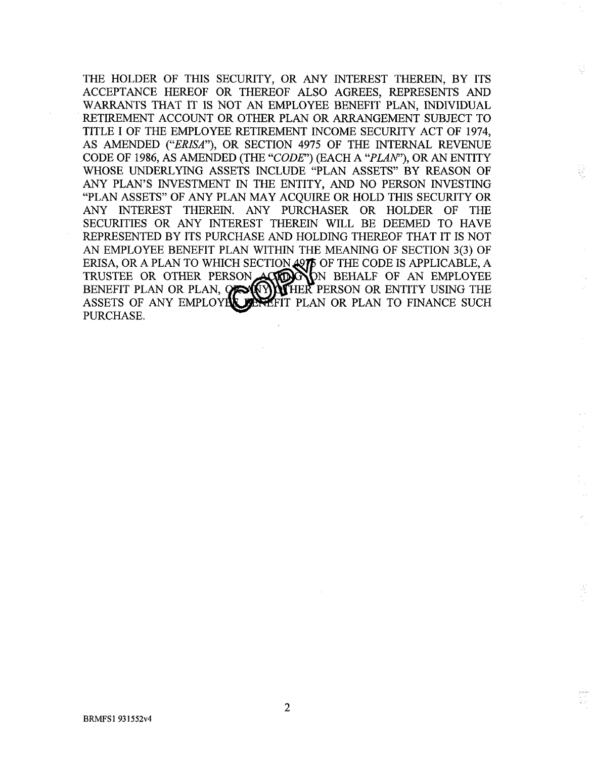THE HOLDER OF THIS SECURITY, OR ANY INTEREST THEREIN, BY ITS ACCEPTANCE HEREOF OR THEREOF ALSO AGREES, REPRESENTS AND WARRANTS THAT IT IS NOT AN EMPLOYEE BENEFIT PLAN, INDIVIDUAL RETIREMENT ACCOUNT OR OTHER PLAN OR ARRANGEMENT SUBJECT TO TITLE I OF THE EMPLOYEE RETIREMENT INCOME SECURITY ACT OF 1974, AS AMENDED ("*ERISA*"), OR SECTION 4975 OF THE INTERNAL REVENUE CODE OF 1986, AS AMENDED (THE "*CODE*") (EACH A "*PLAN*"), OR AN ENTITY WHOSE UNDERLYING ASSETS INCLUDE "PLAN ASSETS" BY REASON OF ANY PLAN'S INVESTMENT IN THE ENTITY, AND NO PERSON INVESTING "PLAN ASSETS" OF ANY PLAN MAY ACQUIRE OR HOLD THIS SECURITY OR ANY INTEREST THEREIN. ANY PURCHASER OR HOLDER OF THE SECURITIES OR ANY INTEREST THEREIN WILL BE DEEMED TO HAVE REPRESENTED BY ITS PURCHASE AND HOLDING THEREOF THAT IT IS NOT AN EMPLOYEE BENEFIT PLAN WITHIN THE MEANING OF SECTION 3(3) OF ERISA, OR A PLAN TO WHICH SECTION 4975 OF THE CODE IS APPLICABLE, A TRUSTEE OR OTHER PERSON ACTING ON BEHALF OF AN EMPLOYEE BENEFIT PLAN OR PLAN, OR ANY OTHER PERSON OR ENTITY USING THE ASSETS OF ANY EMPLOYEE BENEFIT PLAN OR PLAN TO FINANCE SUCH PURCHASE.

BRMFS1 931552v4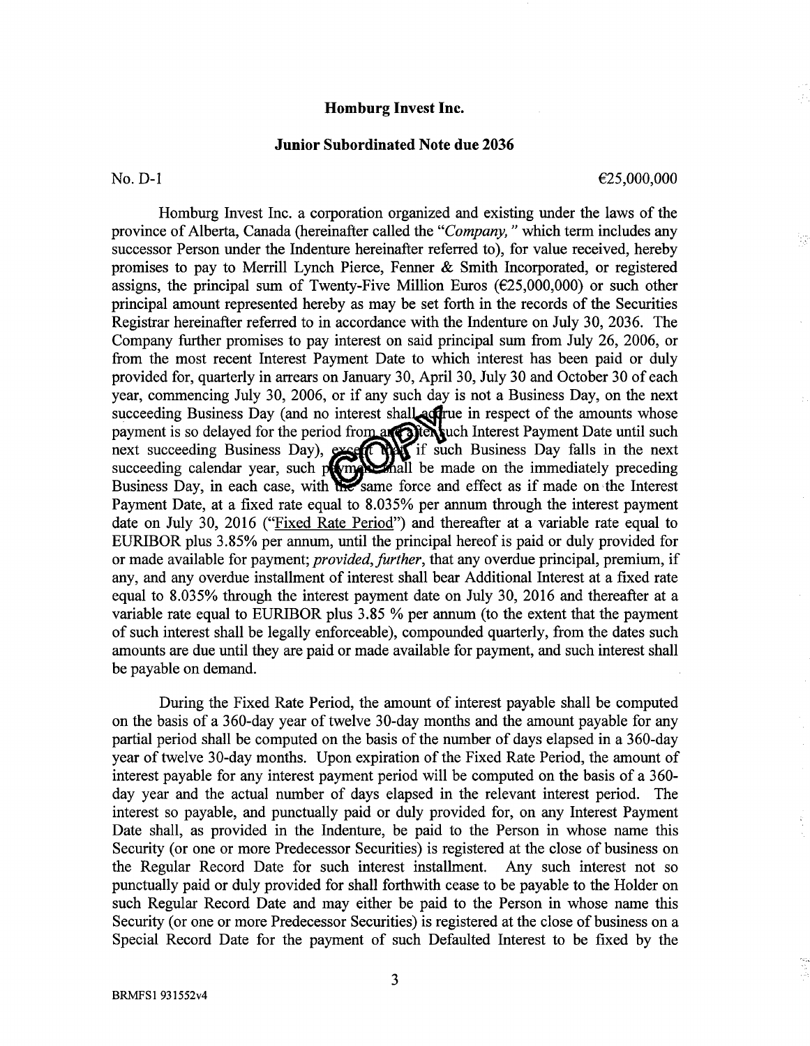**Homburg Invest Inc.**

**Junior Subordinated Note due 2036**

No. D-1 €25,000,000

Homburg Invest Inc. a corporation organized and existing under the laws of the province of Alberta, Canada (hereinafter called the "*Company,*" which term includes any successor Person under the Indenture hereinafter referred to), for value received, hereby promises to pay to Merrill Lynch Pierce, Fenner & Smith Incorporated, or registered assigns, the principal sum of Twenty-Five Million Euros (€25,000,000) or such other principal amount represented hereby as may be set forth in the records of the Securities Registrar hereinafter referred to in accordance with the Indenture on July 30, 2036. The Company further promises to pay interest on said principal sum from July 26, 2006, or from the most recent Interest Payment Date to which interest has been paid or duly provided for, quarterly in arrears on January 30, April 30, July 30 and October 30 of each year, commencing July 30, 2006, or if any such day is not a Business Day, on the next succeeding Business Day (and no interest shall accrue in respect of the amounts whose payment is so delayed for the period from and after such Interest Payment Date until such next succeeding Business Day), except that if such Business Day falls in the next succeeding calendar year, such payment shall be made on the immediately preceding Business Day, in each case, with the same force and effect as if made on the Interest Payment Date, at a fixed rate equal to 8.035% per annum through the interest payment date on July 30, 2016 ("Fixed Rate Period") and thereafter at a variable rate equal to EURIBOR plus 3.85% per annum, until the principal hereof is paid or duly provided for or made available for payment; *provided, further*, that any overdue principal, premium, if any, and any overdue installment of interest shall bear Additional Interest at a fixed rate equal to 8.035% through the interest payment date on July 30, 2016 and thereafter at a variable rate equal to EURIBOR plus 3.85 % per annum (to the extent that the payment of such interest shall be legally enforceable), compounded quarterly, from the dates such amounts are due until they are paid or made available for payment, and such interest shall be payable on demand.

During the Fixed Rate Period, the amount of interest payable shall be computed on the basis of a 360-day year of twelve 30-day months and the amount payable for any partial period shall be computed on the basis of the number of days elapsed in a 360-day year of twelve 30-day months. Upon expiration of the Fixed Rate Period, the amount of interest payable for any interest payment period will be computed on the basis of a 360-day year and the actual number of days elapsed in the relevant interest period. The interest so payable, and punctually paid or duly provided for, on any Interest Payment Date shall, as provided in the Indenture, be paid to the Person in whose name this Security (or one or more Predecessor Securities) is registered at the close of business on the Regular Record Date for such interest installment. Any such interest not so punctually paid or duly provided for shall forthwith cease to be payable to the Holder on such Regular Record Date and may either be paid to the Person in whose name this Security (or one or more Predecessor Securities) is registered at the close of business on a Special Record Date for the payment of such Defaulted Interest to be fixed by the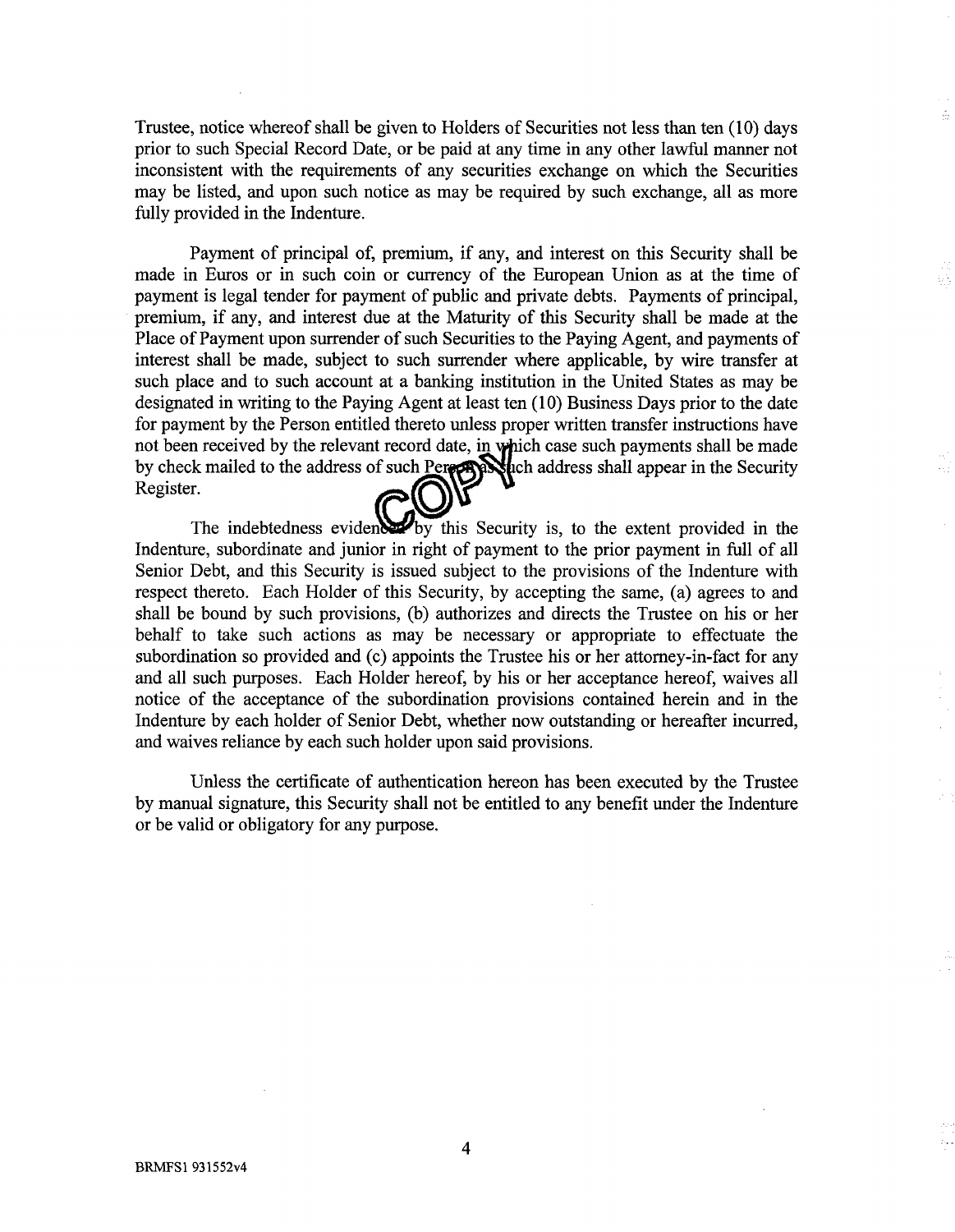Trustee, notice whereof shall be given to Holders of Securities not less than ten (10) days prior to such Special Record Date, or be paid at any time in any other lawful manner not inconsistent with the requirements of any securities exchange on which the Securities may be listed, and upon such notice as may be required by such exchange, all as more fully provided in the Indenture.

Payment of principal of, premium, if any, and interest on this Security shall be made in Euros or in such coin or currency of the European Union as at the time of payment is legal tender for payment of public and private debts. Payments of principal, premium, if any, and interest due at the Maturity of this Security shall be made at the Place of Payment upon surrender of such Securities to the Paying Agent, and payments of interest shall be made, subject to such surrender where applicable, by wire transfer at such place and to such account at a banking institution in the United States as may be designated in writing to the Paying Agent at least ten (10) Business Days prior to the date for payment by the Person entitled thereto unless proper written transfer instructions have not been received by the relevant record date, in which case such payments shall be made by check mailed to the address of such Person as such address shall appear in the Security Register.

The indebtedness evidenced by this Security is, to the extent provided in the Indenture, subordinate and junior in right of payment to the prior payment in full of all Senior Debt, and this Security is issued subject to the provisions of the Indenture with respect thereto. Each Holder of this Security, by accepting the same, (a) agrees to and shall be bound by such provisions, (b) authorizes and directs the Trustee on his or her behalf to take such actions as may be necessary or appropriate to effectuate the subordination so provided and (c) appoints the Trustee his or her attorney-in-fact for any and all such purposes. Each Holder hereof, by his or her acceptance hereof, waives all notice of the acceptance of the subordination provisions contained herein and in the Indenture by each holder of Senior Debt, whether now outstanding or hereafter incurred, and waives reliance by each such holder upon said provisions.

Unless the certificate of authentication hereon has been executed by the Trustee by manual signature, this Security shall not be entitled to any benefit under the Indenture or be valid or obligatory for any purpose.

BRMFS1 931552v4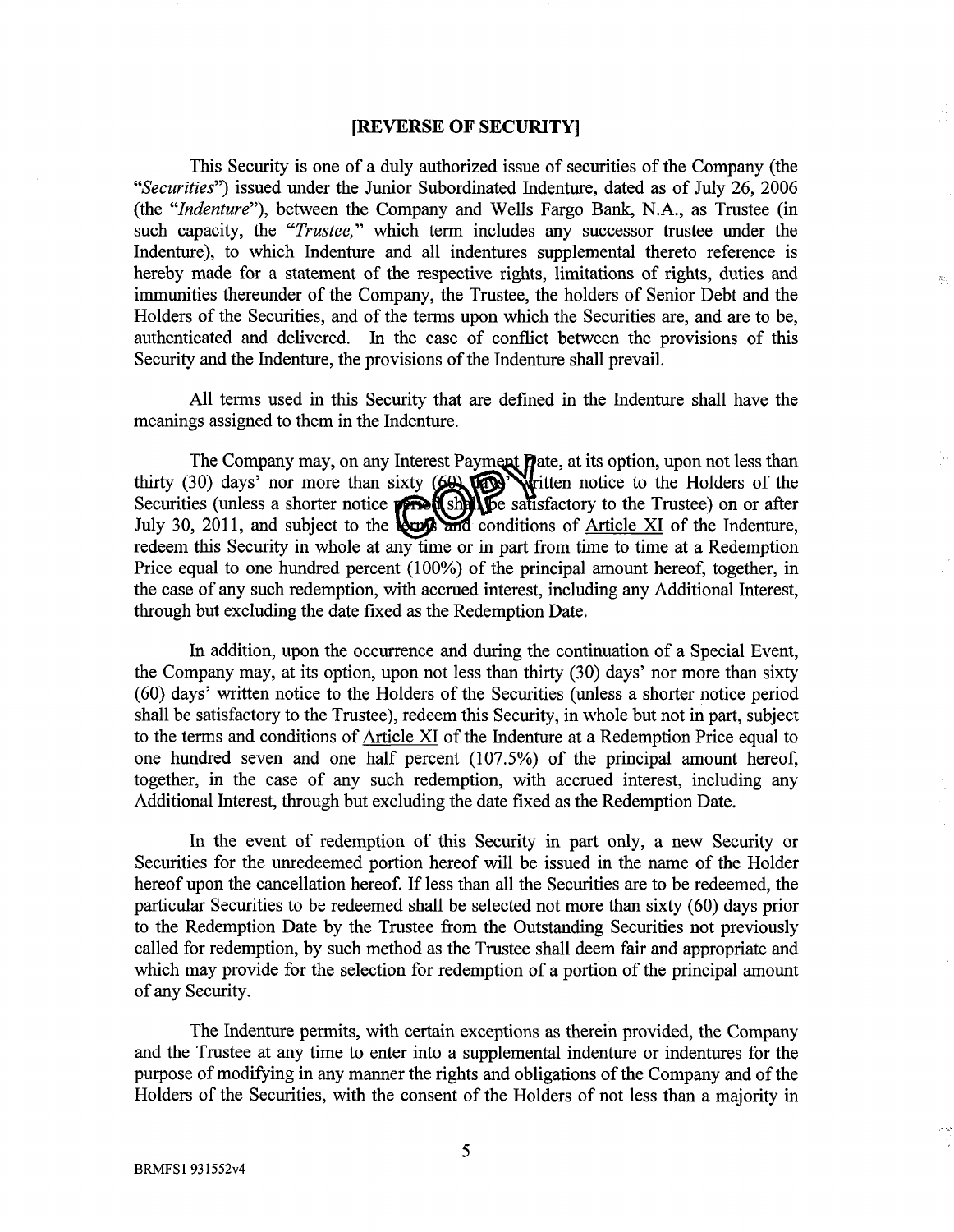**[REVERSE OF SECURITY]**

This Security is one of a duly authorized issue of securities of the Company (the "*Securities*") issued under the Junior Subordinated Indenture, dated as of July 26, 2006 (the "*Indenture*"), between the Company and Wells Fargo Bank, N.A., as Trustee (in such capacity, the "*Trustee,*" which term includes any successor trustee under the Indenture), to which Indenture and all indentures supplemental thereto reference is hereby made for a statement of the respective rights, limitations of rights, duties and immunities thereunder of the Company, the Trustee, the holders of Senior Debt and the Holders of the Securities, and of the terms upon which the Securities are, and are to be, authenticated and delivered. In the case of conflict between the provisions of this Security and the Indenture, the provisions of the Indenture shall prevail.

All terms used in this Security that are defined in the Indenture shall have the meanings assigned to them in the Indenture.

The Company may, on any Interest Payment Date, at its option, upon not less than thirty (30) days' nor more than sixty (60) days' written notice to the Holders of the Securities (unless a shorter notice period shall be satisfactory to the Trustee) on or after July 30, 2011, and subject to the terms and conditions of Article XI of the Indenture, redeem this Security in whole at any time or in part from time to time at a Redemption Price equal to one hundred percent (100%) of the principal amount hereof, together, in the case of any such redemption, with accrued interest, including any Additional Interest, through but excluding the date fixed as the Redemption Date.

In addition, upon the occurrence and during the continuation of a Special Event, the Company may, at its option, upon not less than thirty (30) days' nor more than sixty (60) days' written notice to the Holders of the Securities (unless a shorter notice period shall be satisfactory to the Trustee), redeem this Security, in whole but not in part, subject to the terms and conditions of Article XI of the Indenture at a Redemption Price equal to one hundred seven and one half percent (107.5%) of the principal amount hereof, together, in the case of any such redemption, with accrued interest, including any Additional Interest, through but excluding the date fixed as the Redemption Date.

In the event of redemption of this Security in part only, a new Security or Securities for the unredeemed portion hereof will be issued in the name of the Holder hereof upon the cancellation hereof. If less than all the Securities are to be redeemed, the particular Securities to be redeemed shall be selected not more than sixty (60) days prior to the Redemption Date by the Trustee from the Outstanding Securities not previously called for redemption, by such method as the Trustee shall deem fair and appropriate and which may provide for the selection for redemption of a portion of the principal amount of any Security.

The Indenture permits, with certain exceptions as therein provided, the Company and the Trustee at any time to enter into a supplemental indenture or indentures for the purpose of modifying in any manner the rights and obligations of the Company and of the Holders of the Securities, with the consent of the Holders of not less than a majority in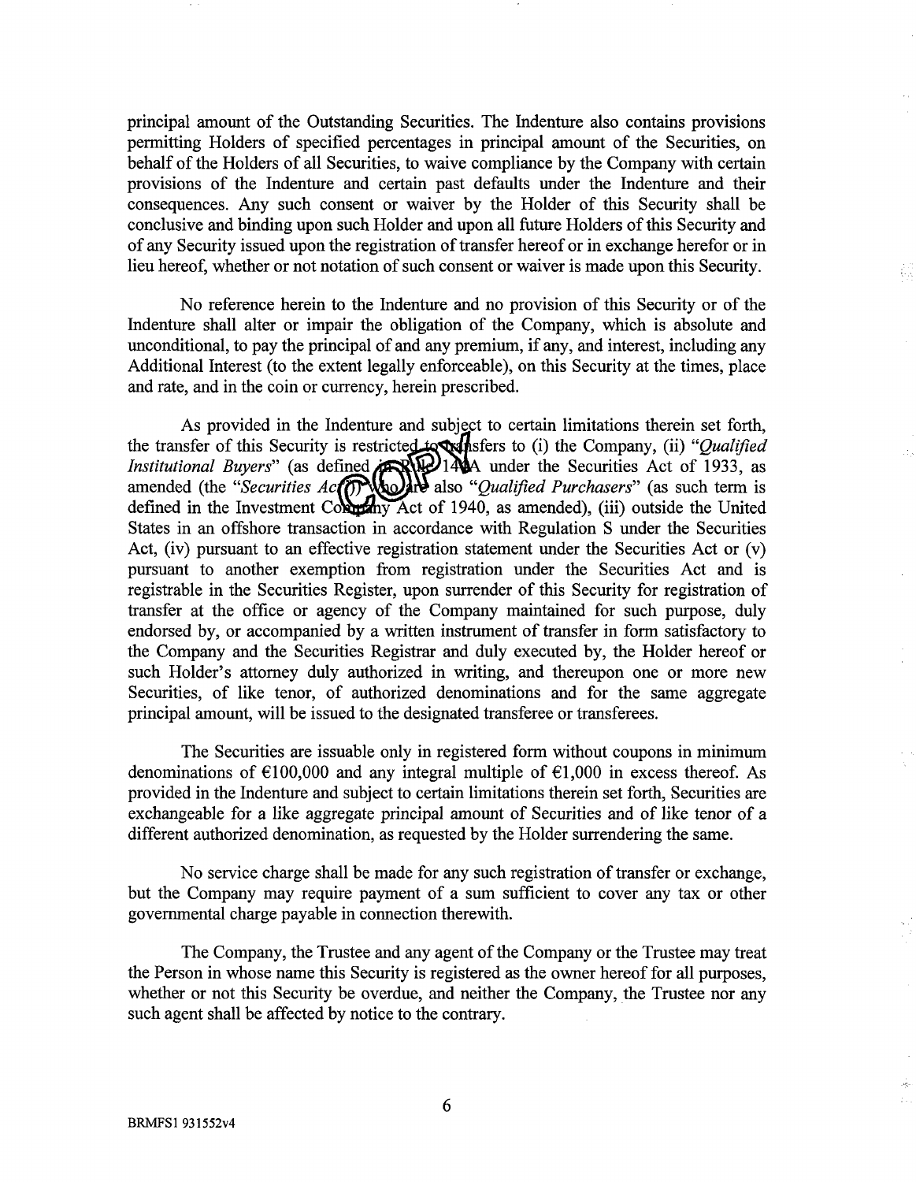principal amount of the Outstanding Securities. The Indenture also contains provisions permitting Holders of specified percentages in principal amount of the Securities, on behalf of the Holders of all Securities, to waive compliance by the Company with certain provisions of the Indenture and certain past defaults under the Indenture and their consequences. Any such consent or waiver by the Holder of this Security shall be conclusive and binding upon such Holder and upon all future Holders of this Security and of any Security issued upon the registration of transfer hereof or in exchange herefor or in lieu hereof, whether or not notation of such consent or waiver is made upon this Security.

No reference herein to the Indenture and no provision of this Security or of the Indenture shall alter or impair the obligation of the Company, which is absolute and unconditional, to pay the principal of and any premium, if any, and interest, including any Additional Interest (to the extent legally enforceable), on this Security at the times, place and rate, and in the coin or currency, herein prescribed.

As provided in the Indenture and subject to certain limitations therein set forth, the transfer of this Security is restricted to transfers to (i) the Company, (ii) "*Qualified Institutional Buyers*" (as defined in Rule 144A under the Securities Act of 1933, as amended (the "*Securities Act*")) who are also "*Qualified Purchasers*" (as such term is defined in the Investment Company Act of 1940, as amended), (iii) outside the United States in an offshore transaction in accordance with Regulation S under the Securities Act, (iv) pursuant to an effective registration statement under the Securities Act or (v) pursuant to another exemption from registration under the Securities Act and is registrable in the Securities Register, upon surrender of this Security for registration of transfer at the office or agency of the Company maintained for such purpose, duly endorsed by, or accompanied by a written instrument of transfer in form satisfactory to the Company and the Securities Registrar and duly executed by, the Holder hereof or such Holder's attorney duly authorized in writing, and thereupon one or more new Securities, of like tenor, of authorized denominations and for the same aggregate principal amount, will be issued to the designated transferee or transferees.

The Securities are issuable only in registered form without coupons in minimum denominations of €100,000 and any integral multiple of €1,000 in excess thereof. As provided in the Indenture and subject to certain limitations therein set forth, Securities are exchangeable for a like aggregate principal amount of Securities and of like tenor of a different authorized denomination, as requested by the Holder surrendering the same.

No service charge shall be made for any such registration of transfer or exchange, but the Company may require payment of a sum sufficient to cover any tax or other governmental charge payable in connection therewith.

The Company, the Trustee and any agent of the Company or the Trustee may treat the Person in whose name this Security is registered as the owner hereof for all purposes, whether or not this Security be overdue, and neither the Company, the Trustee nor any such agent shall be affected by notice to the contrary.

BRMFS1 931552v4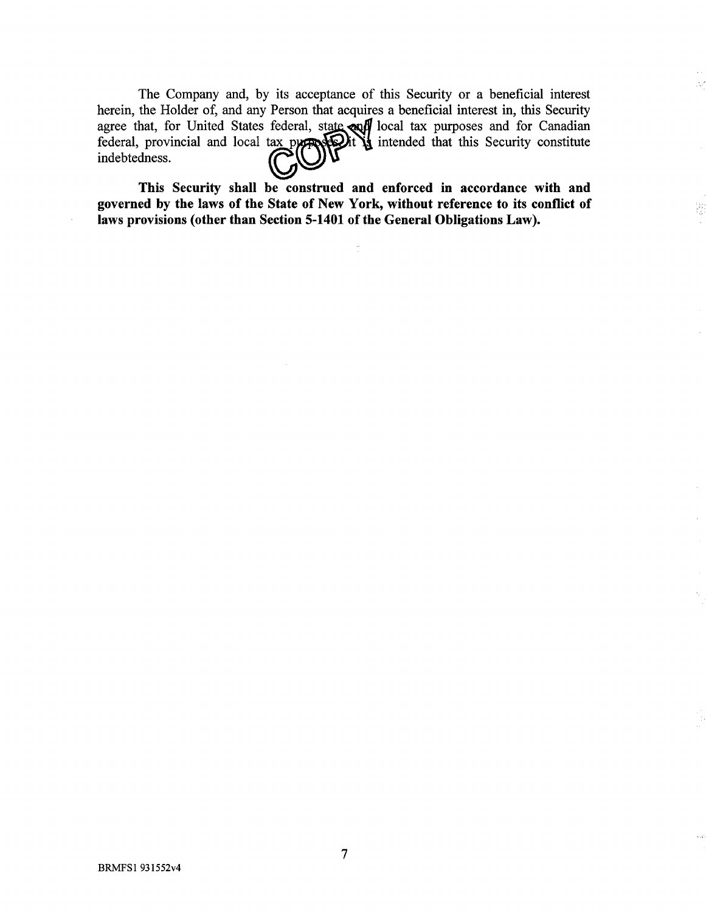The Company and, by its acceptance of this Security or a beneficial interest herein, the Holder of, and any Person that acquires a beneficial interest in, this Security agree that, for United States federal, state and local tax purposes and for Canadian federal, provincial and local tax purposes, it is intended that this Security constitute indebtedness.

**This Security shall be construed and enforced in accordance with and governed by the laws of the State of New York, without reference to its conflict of laws provisions (other than Section 5-1401 of the General Obligations Law).**

BRMFS1 931552v4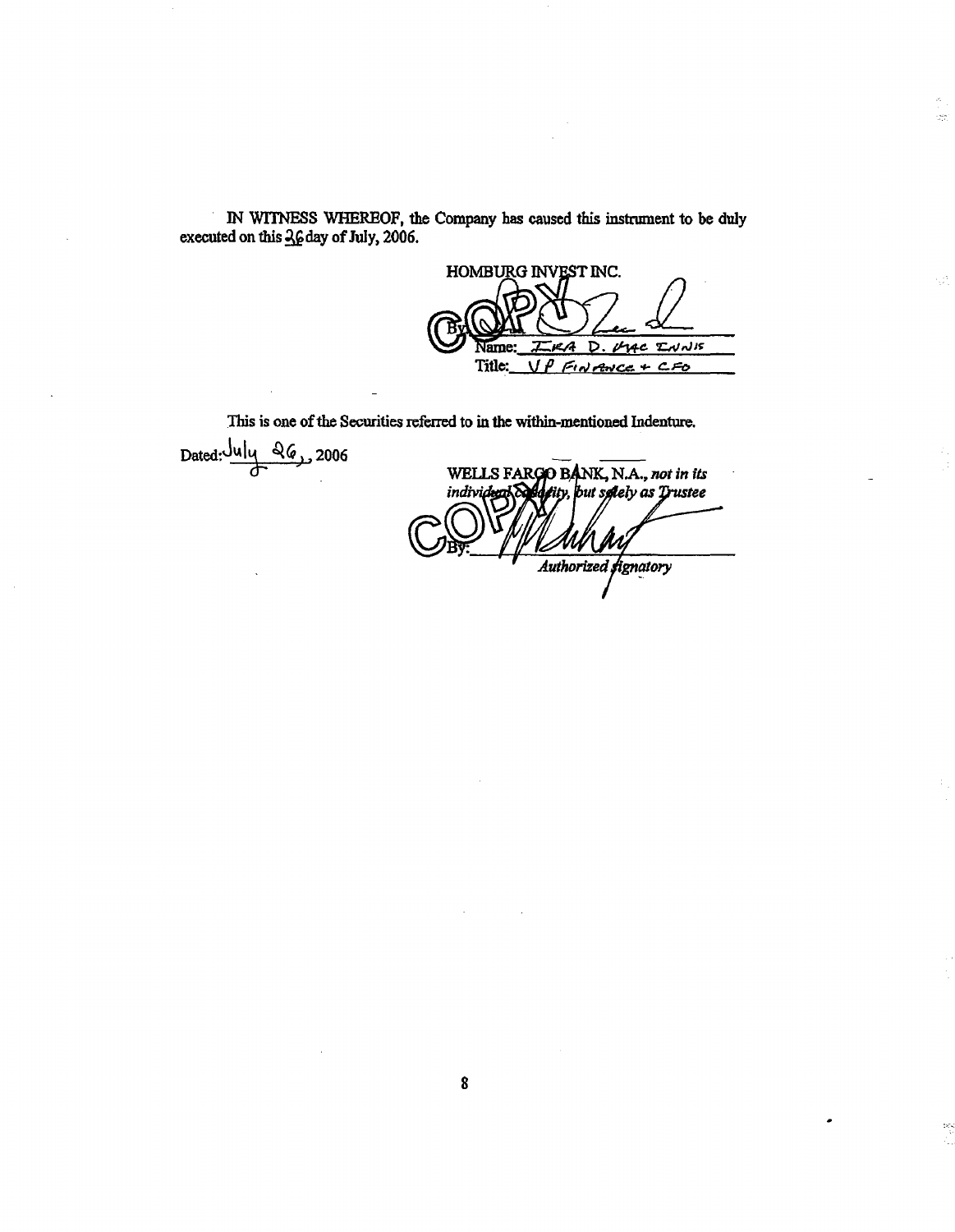IN WITNESS WHEREOF, the Company has caused this instrument to be duly executed on this 26 day of July, 2006.

HOMBURG INVEST INC.

By: ______________________

Name: IRA D. MAC INNIS

Title: VP FINANCE + CFO

This is one of the Securities referred to in the within-mentioned Indenture.

Dated: July 26, 2006

WELLS FARGO BANK, N.A., *not in its individual capacity, but solely as Trustee*

By: ______________________

*Authorized Signatory*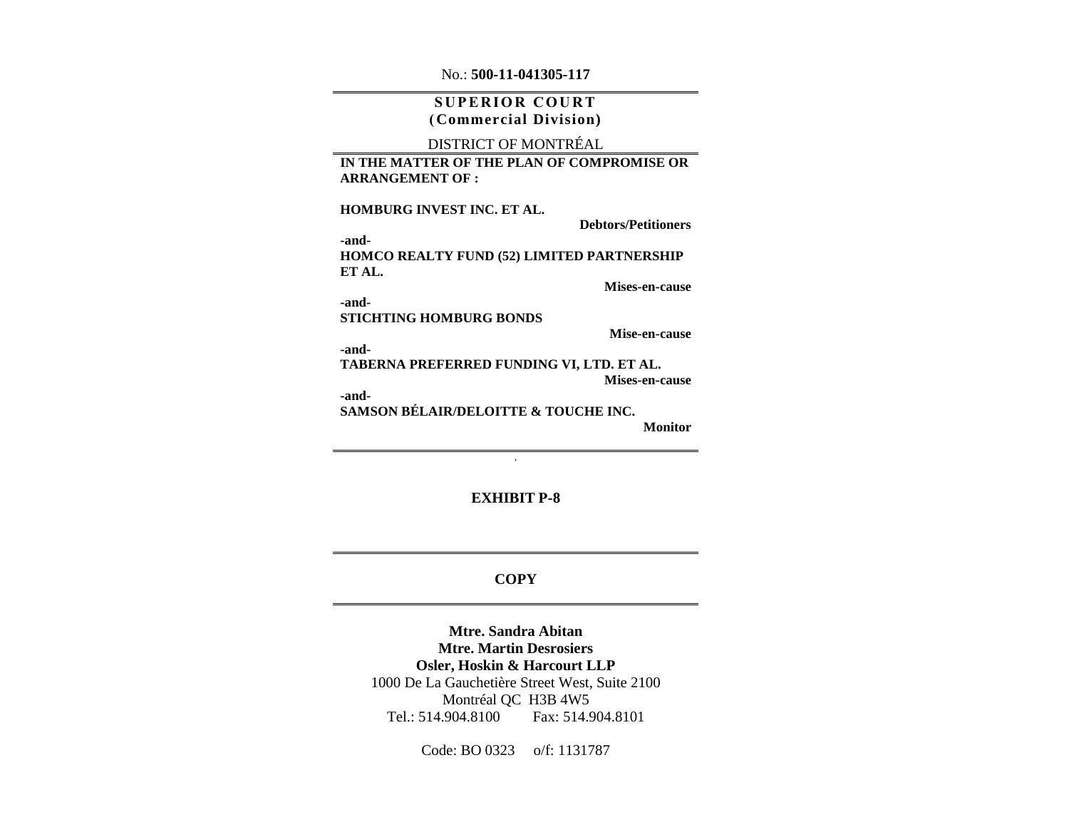No.: **500-11-041305-117**

**SUPERIOR COURT**
**(Commercial Division)**

DISTRICT OF MONTRÉAL

**IN THE MATTER OF THE PLAN OF COMPROMISE OR ARRANGEMENT OF :**

**HOMBURG INVEST INC. ET AL.**
**Debtors/Petitioners**

**-and-**

**HOMCO REALTY FUND (52) LIMITED PARTNERSHIP ET AL.**
**Mises-en-cause**

**-and-**

**STICHTING HOMBURG BONDS**
**Mise-en-cause**

**-and-**

**TABERNA PREFERRED FUNDING VI, LTD. ET AL.**
**Mises-en-cause**

**-and-**

**SAMSON BÉLAIR/DELOITTE & TOUCHE INC.**
**Monitor**

**EXHIBIT P-8**

**COPY**

**Mtre. Sandra Abitan**
**Mtre. Martin Desrosiers**
**Osler, Hoskin & Harcourt LLP**
1000 De La Gauchetière Street West, Suite 2100
Montréal QC H3B 4W5
Tel.: 514.904.8100 Fax: 514.904.8101

Code: BO 0323 o/f: 1131787